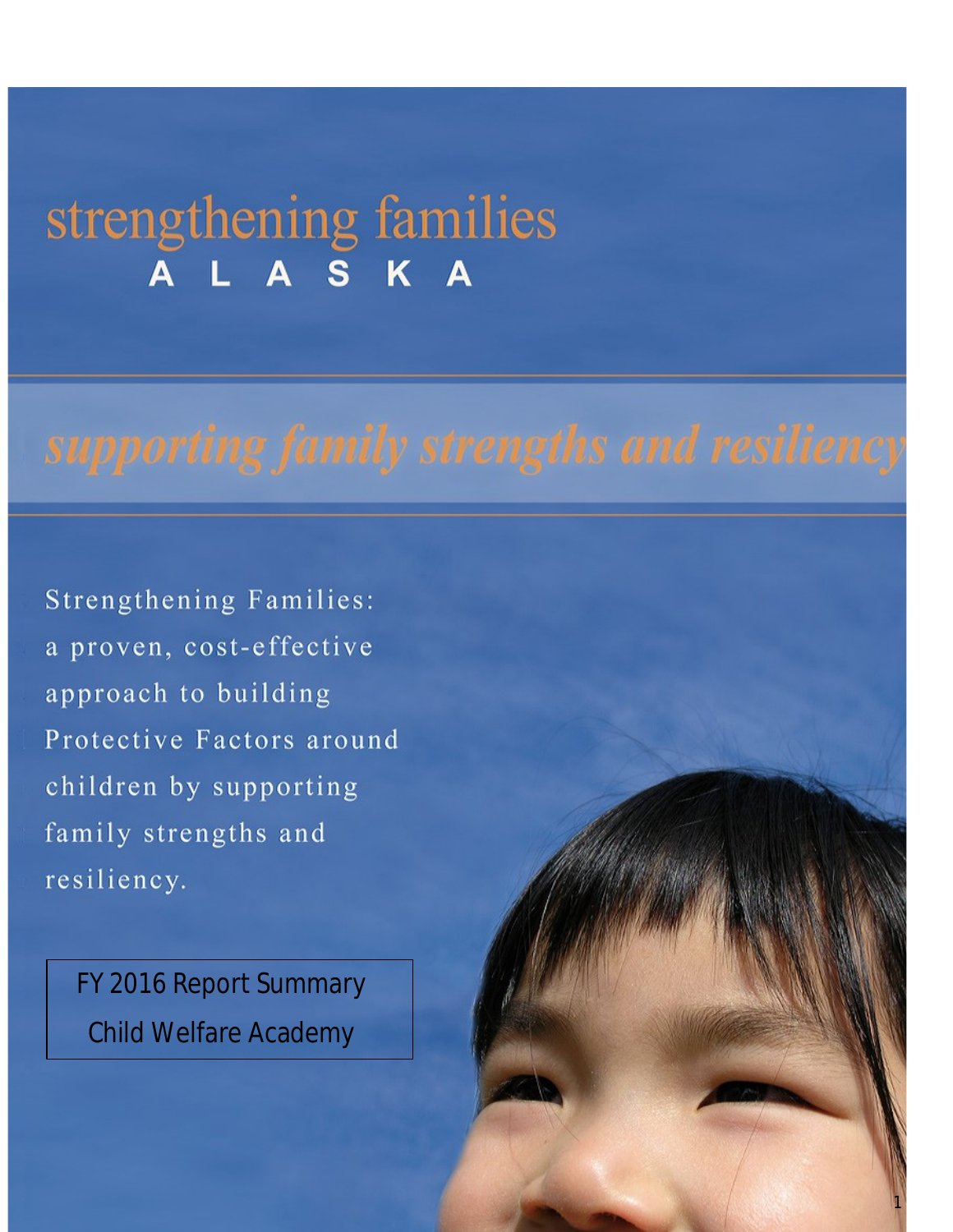# strengthening families

## ALASKA

*supporting family strengths and resiliency*

Strengthening Families: a proven, cost-effective approach to building Protective Factors around children by supporting family strengths and resiliency.

FY 2016 Report Summary

Child Welfare Academy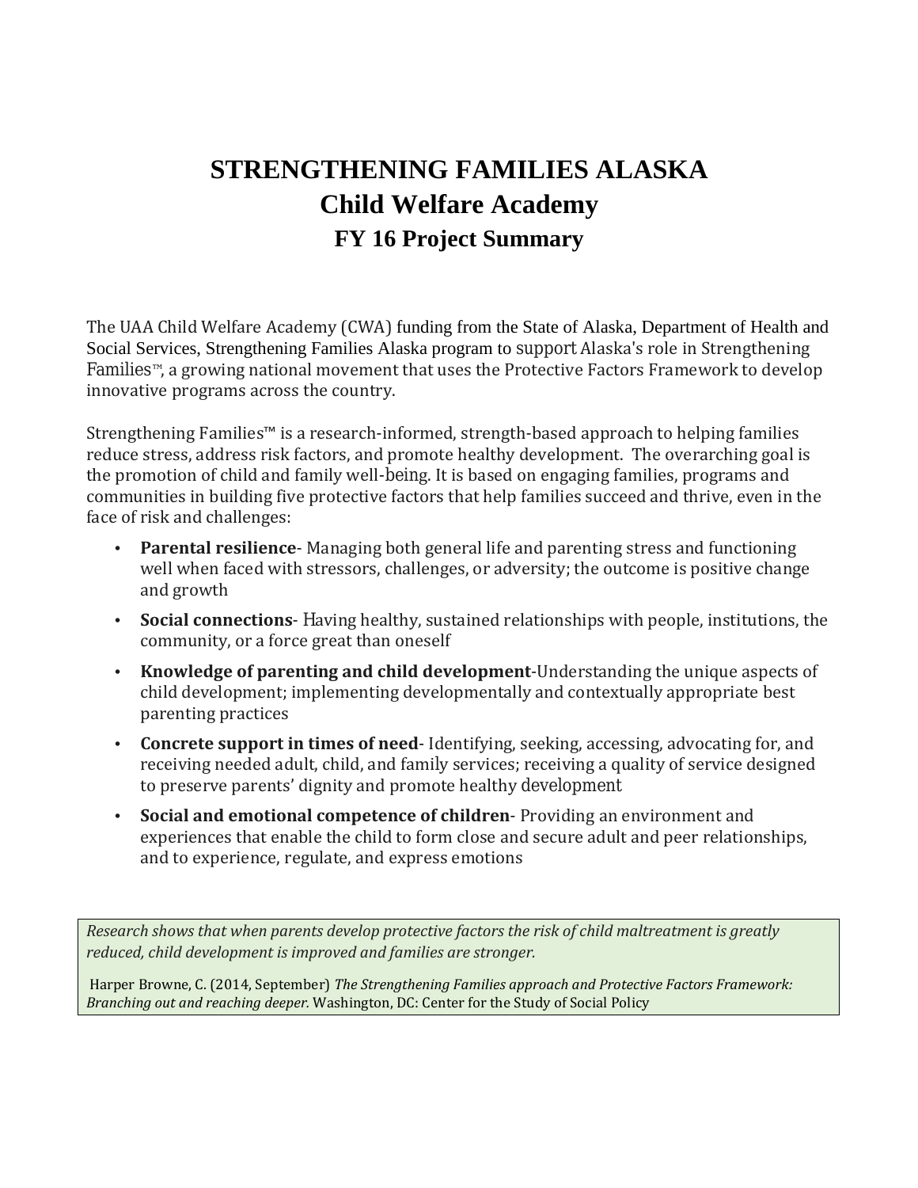# STRENGTHENING FAMILIES ALASKA

## Child Welfare Academy

### FY 16 Project Summary

The UAA Child Welfare Academy (CWA) funding from the State of Alaska, Department of Health and Social Services, Strengthening Families Alaska program to support Alaska's role in Strengthening Families™, a growing national movement that uses the Protective Factors Framework to develop innovative programs across the country.

Strengthening Families™ is a research-informed, strength-based approach to helping families reduce stress, address risk factors, and promote healthy development. The overarching goal is the promotion of child and family well-being. It is based on engaging families, programs and communities in building five protective factors that help families succeed and thrive, even in the face of risk and challenges:

- **Parental resilience**- Managing both general life and parenting stress and functioning well when faced with stressors, challenges, or adversity; the outcome is positive change and growth
- **Social connections**- Having healthy, sustained relationships with people, institutions, the community, or a force great than oneself
- **Knowledge of parenting and child development**-Understanding the unique aspects of child development; implementing developmentally and contextually appropriate best parenting practices
- **Concrete support in times of need**- Identifying, seeking, accessing, advocating for, and receiving needed adult, child, and family services; receiving a quality of service designed to preserve parents' dignity and promote healthy development
- **Social and emotional competence of children**- Providing an environment and experiences that enable the child to form close and secure adult and peer relationships, and to experience, regulate, and express emotions

*Research shows that when parents develop protective factors the risk of child maltreatment is greatly reduced, child development is improved and families are stronger.*

Harper Browne, C. (2014, September) *The Strengthening Families approach and Protective Factors Framework: Branching out and reaching deeper.* Washington, DC: Center for the Study of Social Policy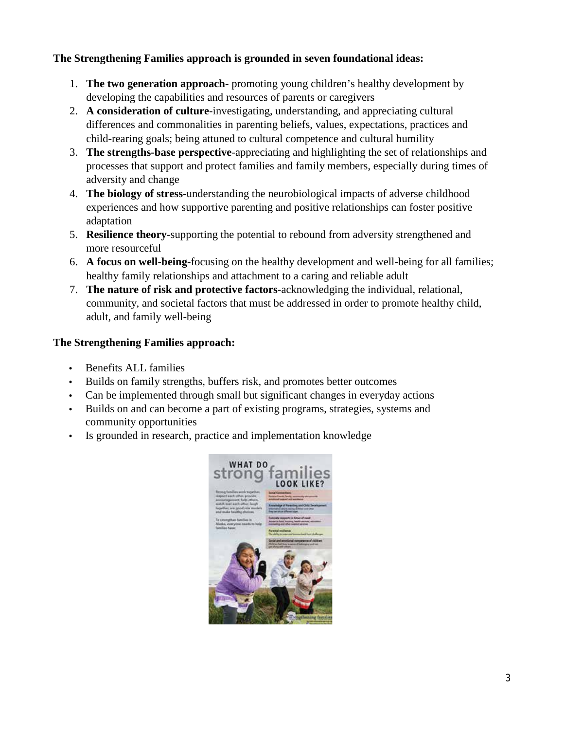**The Strengthening Families approach is grounded in seven foundational ideas:**

1. **The two generation approach**- promoting young children's healthy development by developing the capabilities and resources of parents or caregivers
2. **A consideration of culture**-investigating, understanding, and appreciating cultural differences and commonalities in parenting beliefs, values, expectations, practices and child-rearing goals; being attuned to cultural competence and cultural humility
3. **The strengths-base perspective**-appreciating and highlighting the set of relationships and processes that support and protect families and family members, especially during times of adversity and change
4. **The biology of stress**-understanding the neurobiological impacts of adverse childhood experiences and how supportive parenting and positive relationships can foster positive adaptation
5. **Resilience theory**-supporting the potential to rebound from adversity strengthened and more resourceful
6. **A focus on well-being**-focusing on the healthy development and well-being for all families; healthy family relationships and attachment to a caring and reliable adult
7. **The nature of risk and protective factors**-acknowledging the individual, relational, community, and societal factors that must be addressed in order to promote healthy child, adult, and family well-being

**The Strengthening Families approach:**

- Benefits ALL families
- Builds on family strengths, buffers risk, and promotes better outcomes
- Can be implemented through small but significant changes in everyday actions
- Builds on and can become a part of existing programs, strategies, systems and community opportunities
- Is grounded in research, practice and implementation knowledge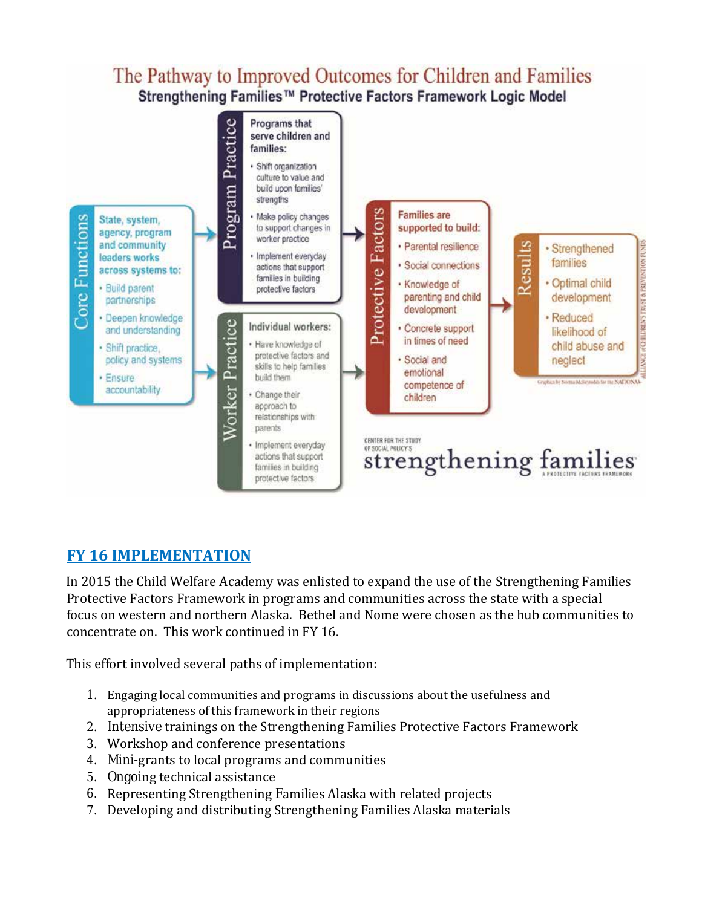# The Pathway to Improved Outcomes for Children and Families

## Strengthening Families™ Protective Factors Framework Logic Model

**Core Functions**

State, system, agency, program and community leaders works across systems to:

- Build parent partnerships
- Deepen knowledge and understanding
- Shift practice, policy and systems
- Ensure accountability

**Program Practice**

Programs that serve children and families:

- Shift organization culture to value and build upon families' strengths
- Make policy changes to support changes in worker practice
- Implement everyday actions that support families in building protective factors

**Worker Practice**

Individual workers:

- Have knowledge of protective factors and skills to help families build them
- Change their approach to relationships with parents
- Implement everyday actions that support families in building protective factors

**Protective Factors**

Families are supported to build:

- Parental resilience
- Social connections
- Knowledge of parenting and child development
- Concrete support in times of need
- Social and emotional competence of children

**Results**

- Strengthened families
- Optimal child development
- Reduced likelihood of child abuse and neglect

Graphics by Norma McReynolds for the NATIONAL ALLIANCE of CHILDREN'S TRUST & PREVENTION FUNDS

CENTER FOR THE STUDY OF SOCIAL POLICY'S strengthening families A PROTECTIVE FACTORS FRAMEWORK

## FY 16 IMPLEMENTATION

In 2015 the Child Welfare Academy was enlisted to expand the use of the Strengthening Families Protective Factors Framework in programs and communities across the state with a special focus on western and northern Alaska. Bethel and Nome were chosen as the hub communities to concentrate on. This work continued in FY 16.

This effort involved several paths of implementation:

1. Engaging local communities and programs in discussions about the usefulness and appropriateness of this framework in their regions
2. Intensive trainings on the Strengthening Families Protective Factors Framework
3. Workshop and conference presentations
4. Mini-grants to local programs and communities
5. Ongoing technical assistance
6. Representing Strengthening Families Alaska with related projects
7. Developing and distributing Strengthening Families Alaska materials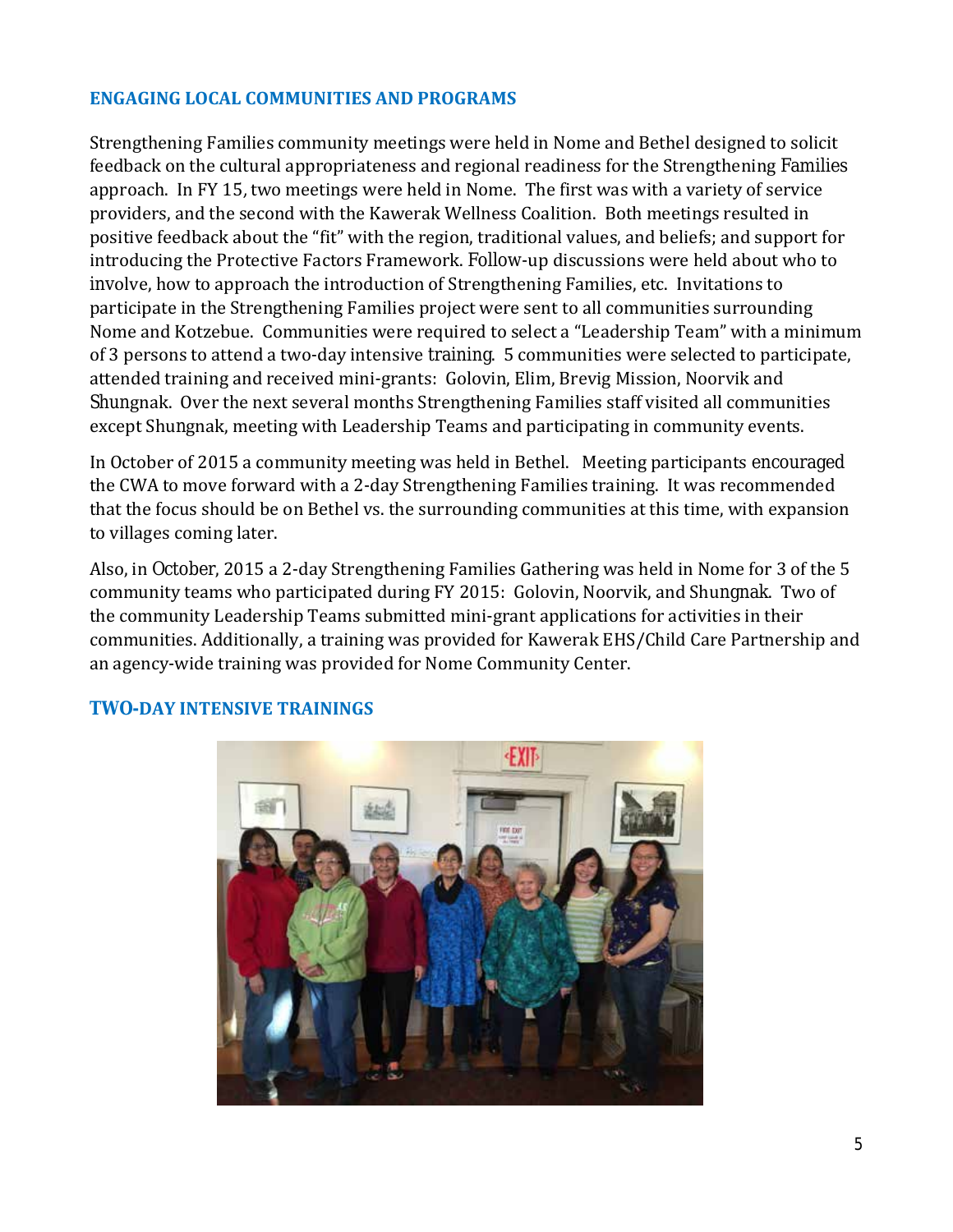## ENGAGING LOCAL COMMUNITIES AND PROGRAMS

Strengthening Families community meetings were held in Nome and Bethel designed to solicit feedback on the cultural appropriateness and regional readiness for the Strengthening Families approach. In FY 15, two meetings were held in Nome. The first was with a variety of service providers, and the second with the Kawerak Wellness Coalition. Both meetings resulted in positive feedback about the "fit" with the region, traditional values, and beliefs; and support for introducing the Protective Factors Framework. Follow-up discussions were held about who to involve, how to approach the introduction of Strengthening Families, etc. Invitations to participate in the Strengthening Families project were sent to all communities surrounding Nome and Kotzebue. Communities were required to select a "Leadership Team" with a minimum of 3 persons to attend a two-day intensive training. 5 communities were selected to participate, attended training and received mini-grants: Golovin, Elim, Brevig Mission, Noorvik and Shungnak. Over the next several months Strengthening Families staff visited all communities except Shungnak, meeting with Leadership Teams and participating in community events.

In October of 2015 a community meeting was held in Bethel. Meeting participants encouraged the CWA to move forward with a 2-day Strengthening Families training. It was recommended that the focus should be on Bethel vs. the surrounding communities at this time, with expansion to villages coming later.

Also, in October, 2015 a 2-day Strengthening Families Gathering was held in Nome for 3 of the 5 community teams who participated during FY 2015: Golovin, Noorvik, and Shungnak. Two of the community Leadership Teams submitted mini-grant applications for activities in their communities. Additionally, a training was provided for Kawerak EHS/Child Care Partnership and an agency-wide training was provided for Nome Community Center.

## TWO-DAY INTENSIVE TRAININGS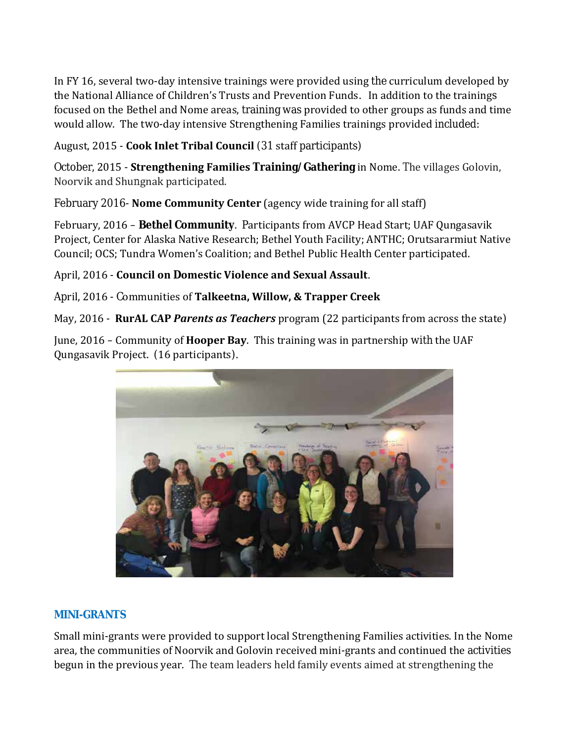In FY 16, several two-day intensive trainings were provided using the curriculum developed by the National Alliance of Children's Trusts and Prevention Funds. In addition to the trainings focused on the Bethel and Nome areas, training was provided to other groups as funds and time would allow. The two-day intensive Strengthening Families trainings provided included:

August, 2015 - **Cook Inlet Tribal Council** (31 staff participants)

October, 2015 - **Strengthening Families Training/ Gathering** in Nome. The villages Golovin, Noorvik and Shungnak participated.

February 2016- **Nome Community Center** (agency wide training for all staff)

February, 2016 – **Bethel Community**. Participants from AVCP Head Start; UAF Qungasavik Project, Center for Alaska Native Research; Bethel Youth Facility; ANTHC; Orutsararmiut Native Council; OCS; Tundra Women's Coalition; and Bethel Public Health Center participated.

April, 2016 - **Council on Domestic Violence and Sexual Assault**.

April, 2016 - Communities of **Talkeetna, Willow, & Trapper Creek**

May, 2016 - **RurAL CAP *Parents as Teachers*** program (22 participants from across the state)

June, 2016 – Community of **Hooper Bay**. This training was in partnership with the UAF Qungasavik Project. (16 participants).

## MINI-GRANTS

Small mini-grants were provided to support local Strengthening Families activities. In the Nome area, the communities of Noorvik and Golovin received mini-grants and continued the activities begun in the previous year. The team leaders held family events aimed at strengthening the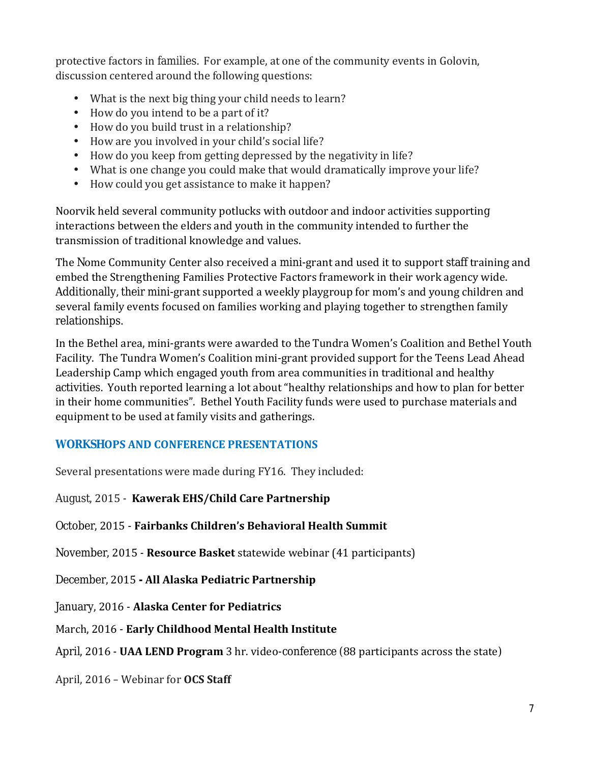protective factors in families. For example, at one of the community events in Golovin, discussion centered around the following questions:

- What is the next big thing your child needs to learn?
- How do you intend to be a part of it?
- How do you build trust in a relationship?
- How are you involved in your child's social life?
- How do you keep from getting depressed by the negativity in life?
- What is one change you could make that would dramatically improve your life?
- How could you get assistance to make it happen?

Noorvik held several community potlucks with outdoor and indoor activities supporting interactions between the elders and youth in the community intended to further the transmission of traditional knowledge and values.

The Nome Community Center also received a mini-grant and used it to support staff training and embed the Strengthening Families Protective Factors framework in their work agency wide. Additionally, their mini-grant supported a weekly playgroup for mom's and young children and several family events focused on families working and playing together to strengthen family relationships.

In the Bethel area, mini-grants were awarded to the Tundra Women's Coalition and Bethel Youth Facility. The Tundra Women's Coalition mini-grant provided support for the Teens Lead Ahead Leadership Camp which engaged youth from area communities in traditional and healthy activities. Youth reported learning a lot about "healthy relationships and how to plan for better in their home communities". Bethel Youth Facility funds were used to purchase materials and equipment to be used at family visits and gatherings.

## WORKSHOPS AND CONFERENCE PRESENTATIONS

Several presentations were made during FY16. They included:

August, 2015 - **Kawerak EHS/Child Care Partnership**

October, 2015 - **Fairbanks Children's Behavioral Health Summit**

November, 2015 - **Resource Basket** statewide webinar (41 participants)

December, 2015 **- All Alaska Pediatric Partnership**

January, 2016 - **Alaska Center for Pediatrics**

March, 2016 - **Early Childhood Mental Health Institute**

April, 2016 - **UAA LEND Program** 3 hr. video-conference (88 participants across the state)

April, 2016 – Webinar for **OCS Staff**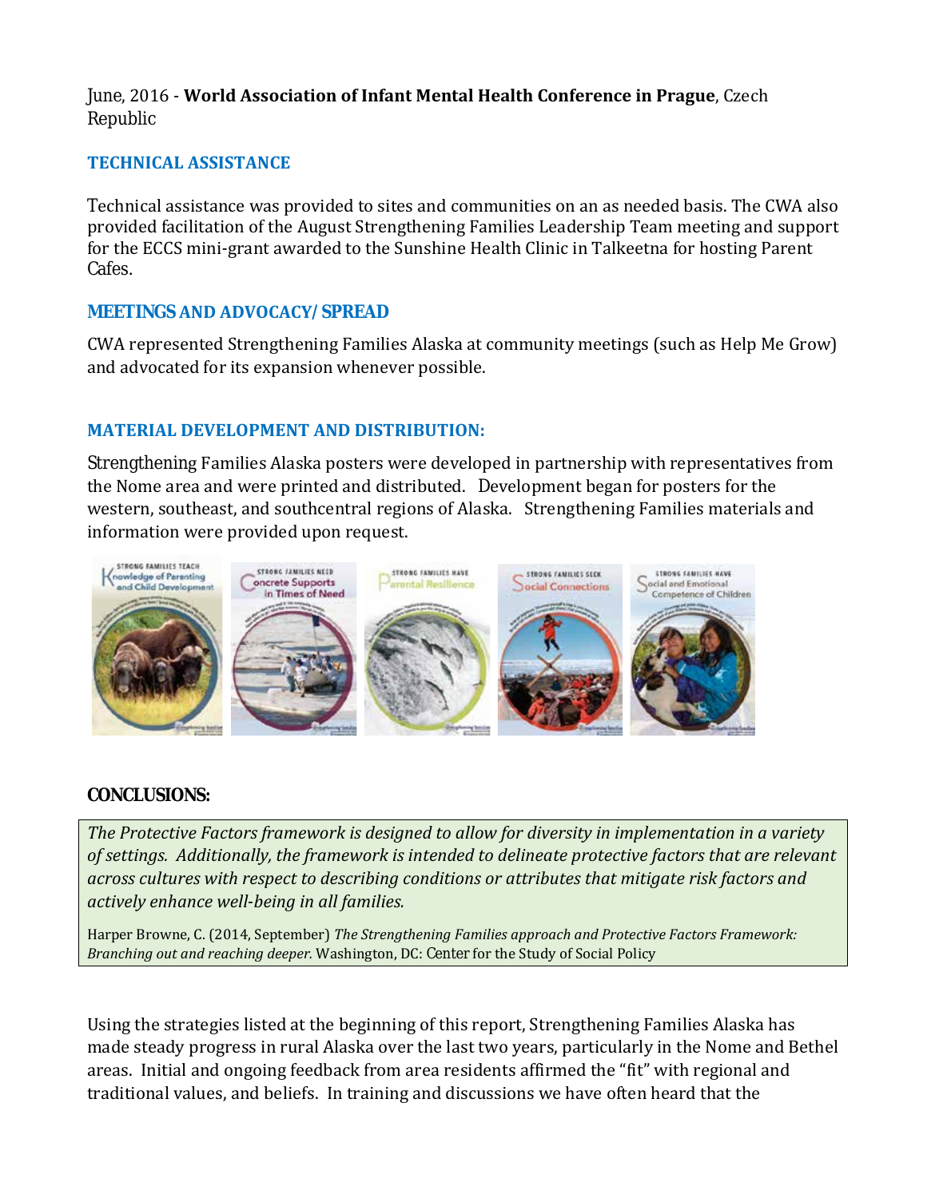June, 2016 - **World Association of Infant Mental Health Conference in Prague**, Czech Republic

### TECHNICAL ASSISTANCE

Technical assistance was provided to sites and communities on an as needed basis. The CWA also provided facilitation of the August Strengthening Families Leadership Team meeting and support for the ECCS mini-grant awarded to the Sunshine Health Clinic in Talkeetna for hosting Parent Cafes.

### MEETINGS AND ADVOCACY/ SPREAD

CWA represented Strengthening Families Alaska at community meetings (such as Help Me Grow) and advocated for its expansion whenever possible.

### MATERIAL DEVELOPMENT AND DISTRIBUTION:

Strengthening Families Alaska posters were developed in partnership with representatives from the Nome area and were printed and distributed. Development began for posters for the western, southeast, and southcentral regions of Alaska. Strengthening Families materials and information were provided upon request.

### CONCLUSIONS:

*The Protective Factors framework is designed to allow for diversity in implementation in a variety of settings. Additionally, the framework is intended to delineate protective factors that are relevant across cultures with respect to describing conditions or attributes that mitigate risk factors and actively enhance well-being in all families.*

Harper Browne, C. (2014, September) *The Strengthening Families approach and Protective Factors Framework: Branching out and reaching deeper.* Washington, DC: Center for the Study of Social Policy

Using the strategies listed at the beginning of this report, Strengthening Families Alaska has made steady progress in rural Alaska over the last two years, particularly in the Nome and Bethel areas. Initial and ongoing feedback from area residents affirmed the "fit" with regional and traditional values, and beliefs. In training and discussions we have often heard that the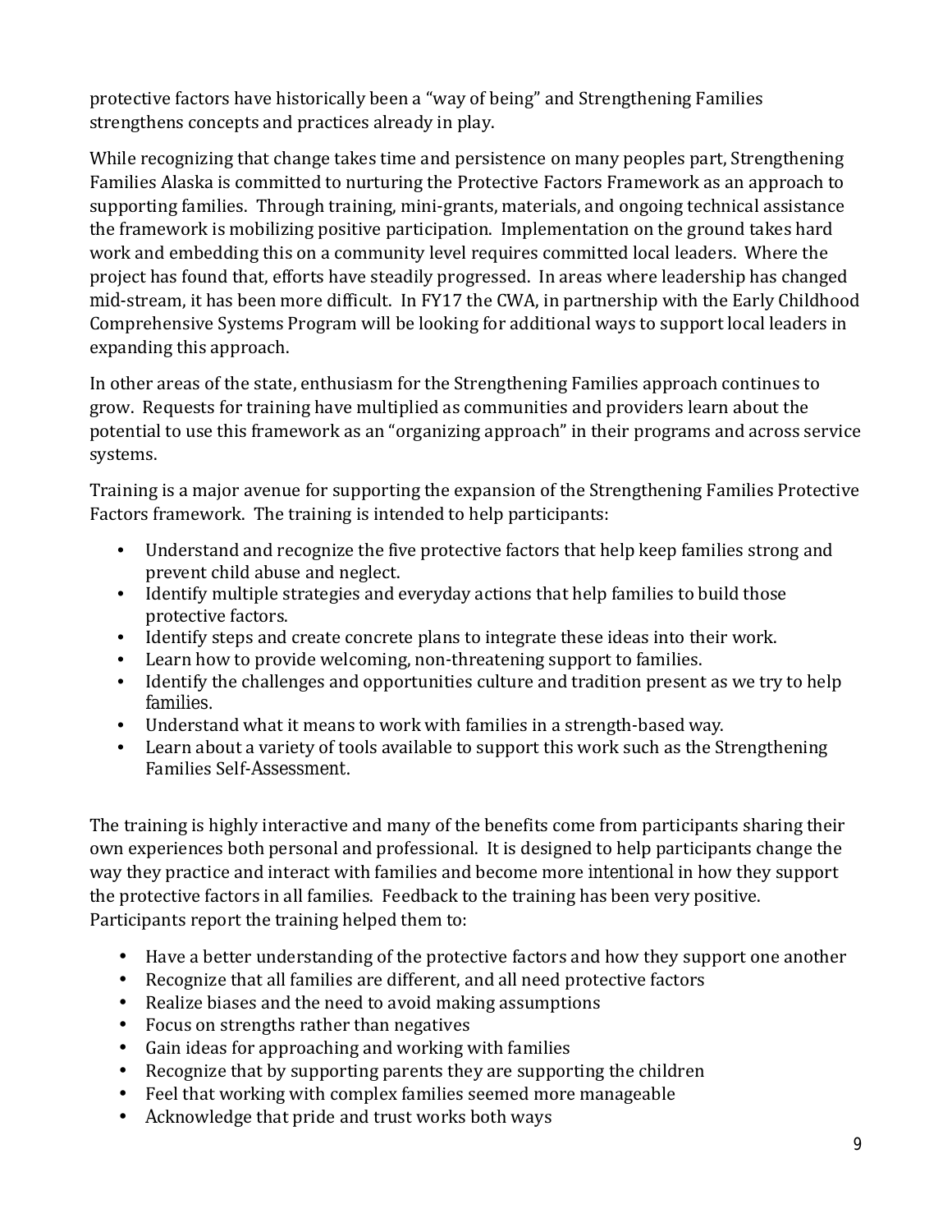protective factors have historically been a "way of being" and Strengthening Families strengthens concepts and practices already in play.

While recognizing that change takes time and persistence on many peoples part, Strengthening Families Alaska is committed to nurturing the Protective Factors Framework as an approach to supporting families. Through training, mini-grants, materials, and ongoing technical assistance the framework is mobilizing positive participation. Implementation on the ground takes hard work and embedding this on a community level requires committed local leaders. Where the project has found that, efforts have steadily progressed. In areas where leadership has changed mid-stream, it has been more difficult. In FY17 the CWA, in partnership with the Early Childhood Comprehensive Systems Program will be looking for additional ways to support local leaders in expanding this approach.

In other areas of the state, enthusiasm for the Strengthening Families approach continues to grow. Requests for training have multiplied as communities and providers learn about the potential to use this framework as an "organizing approach" in their programs and across service systems.

Training is a major avenue for supporting the expansion of the Strengthening Families Protective Factors framework. The training is intended to help participants:

- Understand and recognize the five protective factors that help keep families strong and prevent child abuse and neglect.
- Identify multiple strategies and everyday actions that help families to build those protective factors.
- Identify steps and create concrete plans to integrate these ideas into their work.
- Learn how to provide welcoming, non-threatening support to families.
- Identify the challenges and opportunities culture and tradition present as we try to help families.
- Understand what it means to work with families in a strength-based way.
- Learn about a variety of tools available to support this work such as the Strengthening Families Self-Assessment.

The training is highly interactive and many of the benefits come from participants sharing their own experiences both personal and professional. It is designed to help participants change the way they practice and interact with families and become more intentional in how they support the protective factors in all families. Feedback to the training has been very positive. Participants report the training helped them to:

- Have a better understanding of the protective factors and how they support one another
- Recognize that all families are different, and all need protective factors
- Realize biases and the need to avoid making assumptions
- Focus on strengths rather than negatives
- Gain ideas for approaching and working with families
- Recognize that by supporting parents they are supporting the children
- Feel that working with complex families seemed more manageable
- Acknowledge that pride and trust works both ways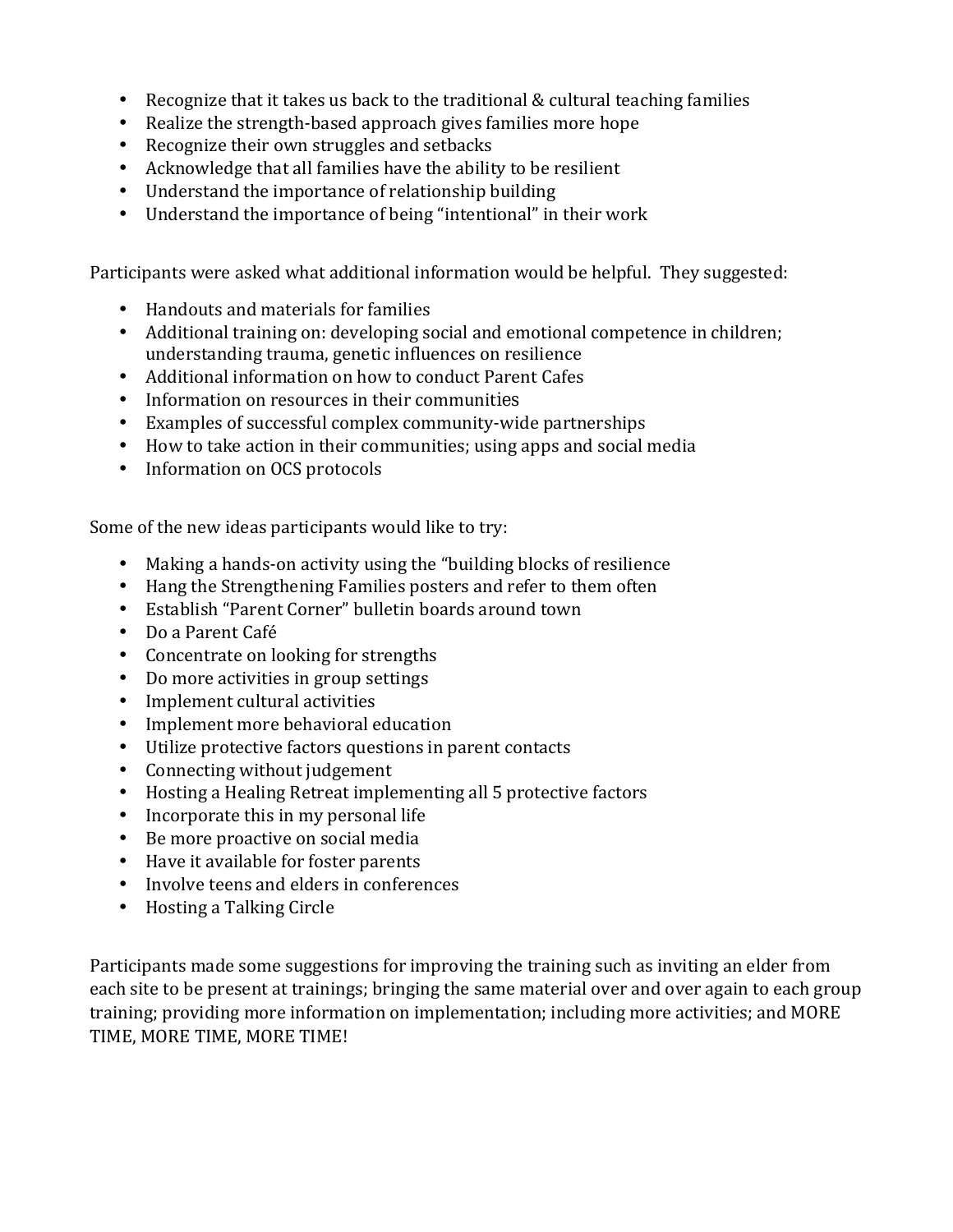- Recognize that it takes us back to the traditional & cultural teaching families
- Realize the strength-based approach gives families more hope
- Recognize their own struggles and setbacks
- Acknowledge that all families have the ability to be resilient
- Understand the importance of relationship building
- Understand the importance of being "intentional" in their work

Participants were asked what additional information would be helpful. They suggested:

- Handouts and materials for families
- Additional training on: developing social and emotional competence in children; understanding trauma, genetic influences on resilience
- Additional information on how to conduct Parent Cafes
- Information on resources in their communities
- Examples of successful complex community-wide partnerships
- How to take action in their communities; using apps and social media
- Information on OCS protocols

Some of the new ideas participants would like to try:

- Making a hands-on activity using the "building blocks of resilience
- Hang the Strengthening Families posters and refer to them often
- Establish "Parent Corner" bulletin boards around town
- Do a Parent Café
- Concentrate on looking for strengths
- Do more activities in group settings
- Implement cultural activities
- Implement more behavioral education
- Utilize protective factors questions in parent contacts
- Connecting without judgement
- Hosting a Healing Retreat implementing all 5 protective factors
- Incorporate this in my personal life
- Be more proactive on social media
- Have it available for foster parents
- Involve teens and elders in conferences
- Hosting a Talking Circle

Participants made some suggestions for improving the training such as inviting an elder from each site to be present at trainings; bringing the same material over and over again to each group training; providing more information on implementation; including more activities; and MORE TIME, MORE TIME, MORE TIME!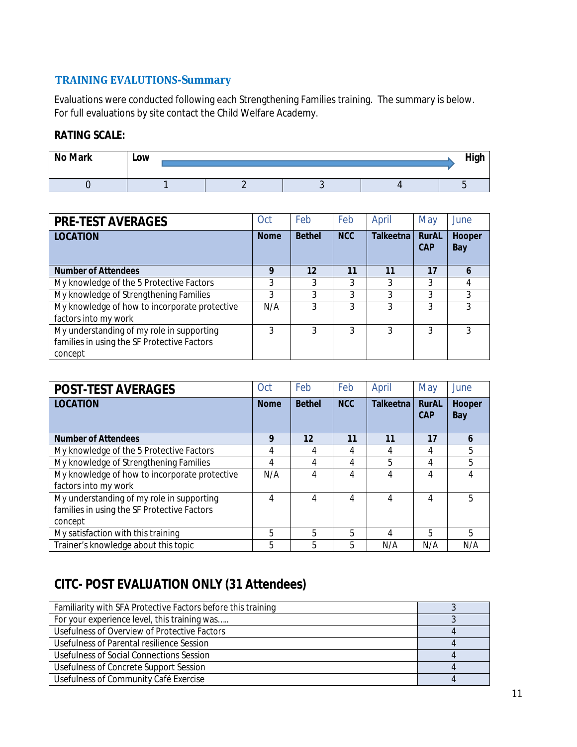## TRAINING EVALUTIONS-Summary

Evaluations were conducted following each Strengthening Families training. The summary is below. For full evaluations by site contact the Child Welfare Academy.

**RATING SCALE:**

| No Mark | Low | | | | High |
|---|---|---|---|---|---|
| 0 | 1 | 2 | 3 | 4 | 5 |

| PRE-TEST AVERAGES | Oct | Feb | Feb | April | May | June |
|---|---|---|---|---|---|---|
| **LOCATION** | **Nome** | **Bethel** | **NCC** | **Talkeetna** | **RurAL CAP** | **Hooper Bay** |
| **Number of Attendees** | **9** | **12** | **11** | **11** | **17** | **6** |
| My knowledge of the 5 Protective Factors | 3 | 3 | 3 | 3 | 3 | 4 |
| My knowledge of Strengthening Families | 3 | 3 | 3 | 3 | 3 | 3 |
| My knowledge of how to incorporate protective factors into my work | N/A | 3 | 3 | 3 | 3 | 3 |
| My understanding of my role in supporting families in using the SF Protective Factors concept | 3 | 3 | 3 | 3 | 3 | 3 |

| POST-TEST AVERAGES | Oct | Feb | Feb | April | May | June |
|---|---|---|---|---|---|---|
| **LOCATION** | **Nome** | **Bethel** | **NCC** | **Talkeetna** | **RurAL CAP** | **Hooper Bay** |
| **Number of Attendees** | **9** | **12** | **11** | **11** | **17** | **6** |
| My knowledge of the 5 Protective Factors | 4 | 4 | 4 | 4 | 4 | 5 |
| My knowledge of Strengthening Families | 4 | 4 | 4 | 5 | 4 | 5 |
| My knowledge of how to incorporate protective factors into my work | N/A | 4 | 4 | 4 | 4 | 4 |
| My understanding of my role in supporting families in using the SF Protective Factors concept | 4 | 4 | 4 | 4 | 4 | 5 |
| My satisfaction with this training | 5 | 5 | 5 | 4 | 5 | 5 |
| Trainer's knowledge about this topic | 5 | 5 | 5 | N/A | N/A | N/A |

## CITC- POST EVALUATION ONLY (31 Attendees)

| Item | Rating |
|---|---|
| Familiarity with SFA Protective Factors before this training | 3 |
| For your experience level, this training was….. | 3 |
| Usefulness of Overview of Protective Factors | 4 |
| Usefulness of Parental resilience Session | 4 |
| Usefulness of Social Connections Session | 4 |
| Usefulness of Concrete Support Session | 4 |
| Usefulness of Community Café Exercise | 4 |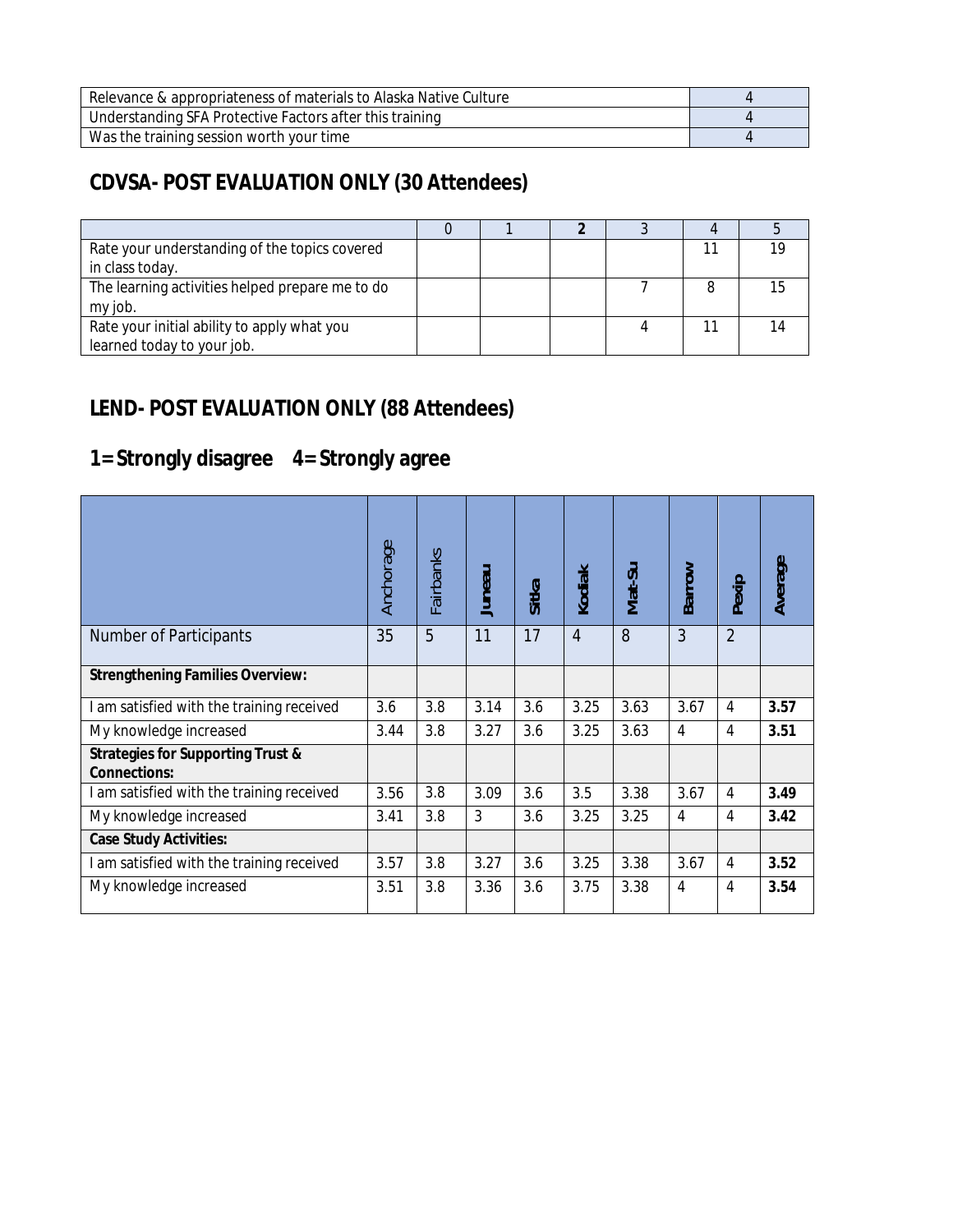| | |
|---|---|
| Relevance & appropriateness of materials to Alaska Native Culture | 4 |
| Understanding SFA Protective Factors after this training | 4 |
| Was the training session worth your time | 4 |

## CDVSA- POST EVALUATION ONLY (30 Attendees)

| | 0 | 1 | 2 | 3 | 4 | 5 |
|---|---|---|---|---|---|---|
| Rate your understanding of the topics covered in class today. | | | | | 11 | 19 |
| The learning activities helped prepare me to do my job. | | | | 7 | 8 | 15 |
| Rate your initial ability to apply what you learned today to your job. | | | | 4 | 11 | 14 |

## LEND- POST EVALUATION ONLY (88 Attendees)

## 1= Strongly disagree 4= Strongly agree

| | Anchorage | Fairbanks | Juneau | Sitka | Kodiak | Mat-Su | Barrow | Pexip | Average |
|---|---|---|---|---|---|---|---|---|---|
| Number of Participants | 35 | 5 | 11 | 17 | 4 | 8 | 3 | 2 | |
| **Strengthening Families Overview:** | | | | | | | | | |
| I am satisfied with the training received | 3.6 | 3.8 | 3.14 | 3.6 | 3.25 | 3.63 | 3.67 | 4 | **3.57** |
| My knowledge increased | 3.44 | 3.8 | 3.27 | 3.6 | 3.25 | 3.63 | 4 | 4 | **3.51** |
| **Strategies for Supporting Trust & Connections:** | | | | | | | | | |
| I am satisfied with the training received | 3.56 | 3.8 | 3.09 | 3.6 | 3.5 | 3.38 | 3.67 | 4 | **3.49** |
| My knowledge increased | 3.41 | 3.8 | 3 | 3.6 | 3.25 | 3.25 | 4 | 4 | **3.42** |
| **Case Study Activities:** | | | | | | | | | |
| I am satisfied with the training received | 3.57 | 3.8 | 3.27 | 3.6 | 3.25 | 3.38 | 3.67 | 4 | **3.52** |
| My knowledge increased | 3.51 | 3.8 | 3.36 | 3.6 | 3.75 | 3.38 | 4 | 4 | **3.54** |